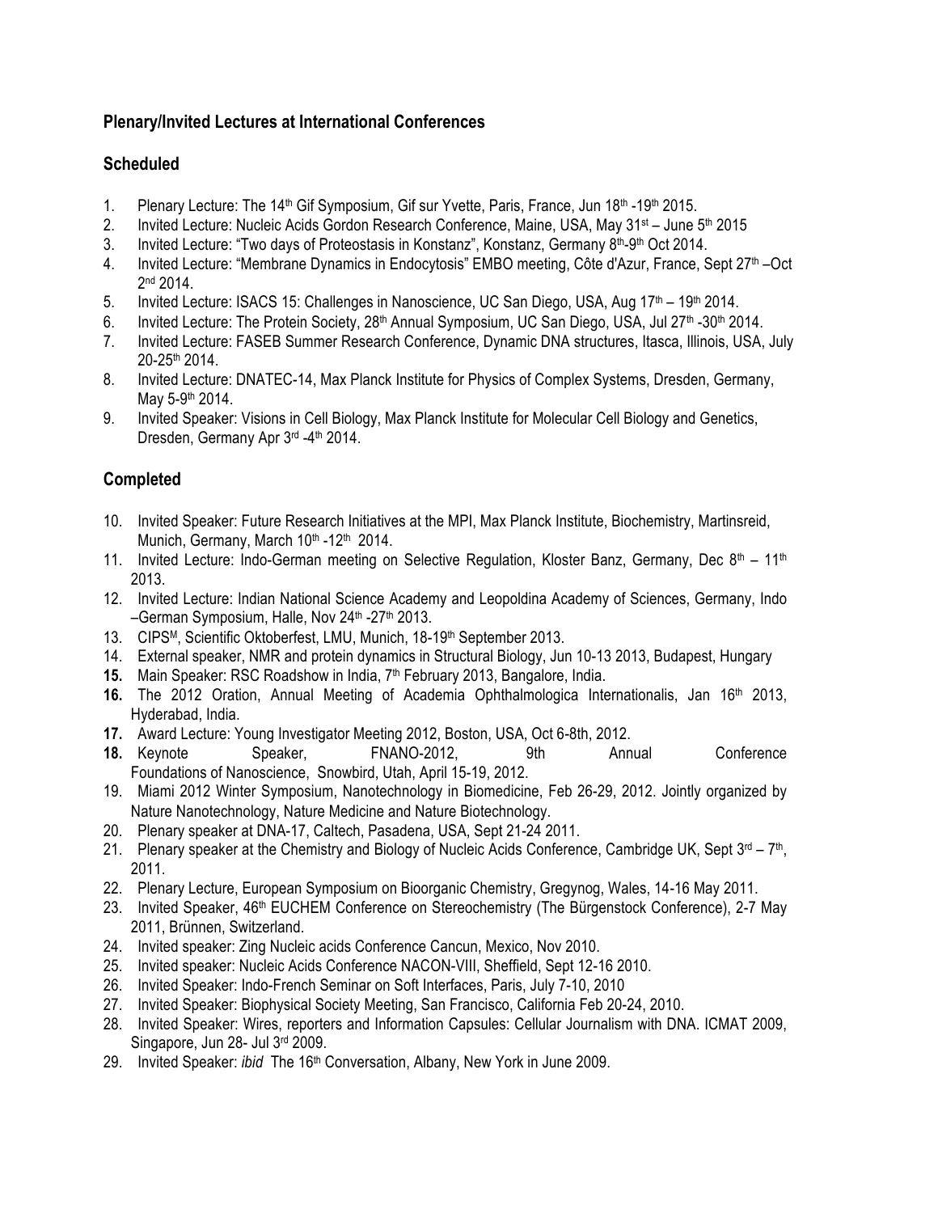## Plenary/Invited Lectures at International Conferences

### Scheduled

1. Plenary Lecture: The 14th Gif Symposium, Gif sur Yvette, Paris, France, Jun 18th -19th 2015.
2. Invited Lecture: Nucleic Acids Gordon Research Conference, Maine, USA, May 31st – June 5th 2015
3. Invited Lecture: "Two days of Proteostasis in Konstanz", Konstanz, Germany 8th-9th Oct 2014.
4. Invited Lecture: "Membrane Dynamics in Endocytosis" EMBO meeting, Côte d'Azur, France, Sept 27th –Oct 2nd 2014.
5. Invited Lecture: ISACS 15: Challenges in Nanoscience, UC San Diego, USA, Aug 17th – 19th 2014.
6. Invited Lecture: The Protein Society, 28th Annual Symposium, UC San Diego, USA, Jul 27th -30th 2014.
7. Invited Lecture: FASEB Summer Research Conference, Dynamic DNA structures, Itasca, Illinois, USA, July 20-25th 2014.
8. Invited Lecture: DNATEC-14, Max Planck Institute for Physics of Complex Systems, Dresden, Germany, May 5-9th 2014.
9. Invited Speaker: Visions in Cell Biology, Max Planck Institute for Molecular Cell Biology and Genetics, Dresden, Germany Apr 3rd -4th 2014.

### Completed

10. Invited Speaker: Future Research Initiatives at the MPI, Max Planck Institute, Biochemistry, Martinsreid, Munich, Germany, March 10th -12th 2014.
11. Invited Lecture: Indo-German meeting on Selective Regulation, Kloster Banz, Germany, Dec 8th – 11th 2013.
12. Invited Lecture: Indian National Science Academy and Leopoldina Academy of Sciences, Germany, Indo –German Symposium, Halle, Nov 24th -27th 2013.
13. CIPSM, Scientific Oktoberfest, LMU, Munich, 18-19th September 2013.
14. External speaker, NMR and protein dynamics in Structural Biology, Jun 10-13 2013, Budapest, Hungary
15. Main Speaker: RSC Roadshow in India, 7th February 2013, Bangalore, India.
16. The 2012 Oration, Annual Meeting of Academia Ophthalmologica Internationalis, Jan 16th 2013, Hyderabad, India.
17. Award Lecture: Young Investigator Meeting 2012, Boston, USA, Oct 6-8th, 2012.
18. Keynote Speaker, FNANO-2012, 9th Annual Conference Foundations of Nanoscience, Snowbird, Utah, April 15-19, 2012.
19. Miami 2012 Winter Symposium, Nanotechnology in Biomedicine, Feb 26-29, 2012. Jointly organized by Nature Nanotechnology, Nature Medicine and Nature Biotechnology.
20. Plenary speaker at DNA-17, Caltech, Pasadena, USA, Sept 21-24 2011.
21. Plenary speaker at the Chemistry and Biology of Nucleic Acids Conference, Cambridge UK, Sept 3rd – 7th, 2011.
22. Plenary Lecture, European Symposium on Bioorganic Chemistry, Gregynog, Wales, 14-16 May 2011.
23. Invited Speaker, 46th EUCHEM Conference on Stereochemistry (The Bürgenstock Conference), 2-7 May 2011, Brünnen, Switzerland.
24. Invited speaker: Zing Nucleic acids Conference Cancun, Mexico, Nov 2010.
25. Invited speaker: Nucleic Acids Conference NACON-VIII, Sheffield, Sept 12-16 2010.
26. Invited Speaker: Indo-French Seminar on Soft Interfaces, Paris, July 7-10, 2010
27. Invited Speaker: Biophysical Society Meeting, San Francisco, California Feb 20-24, 2010.
28. Invited Speaker: Wires, reporters and Information Capsules: Cellular Journalism with DNA. ICMAT 2009, Singapore, Jun 28- Jul 3rd 2009.
29. Invited Speaker: *ibid* The 16th Conversation, Albany, New York in June 2009.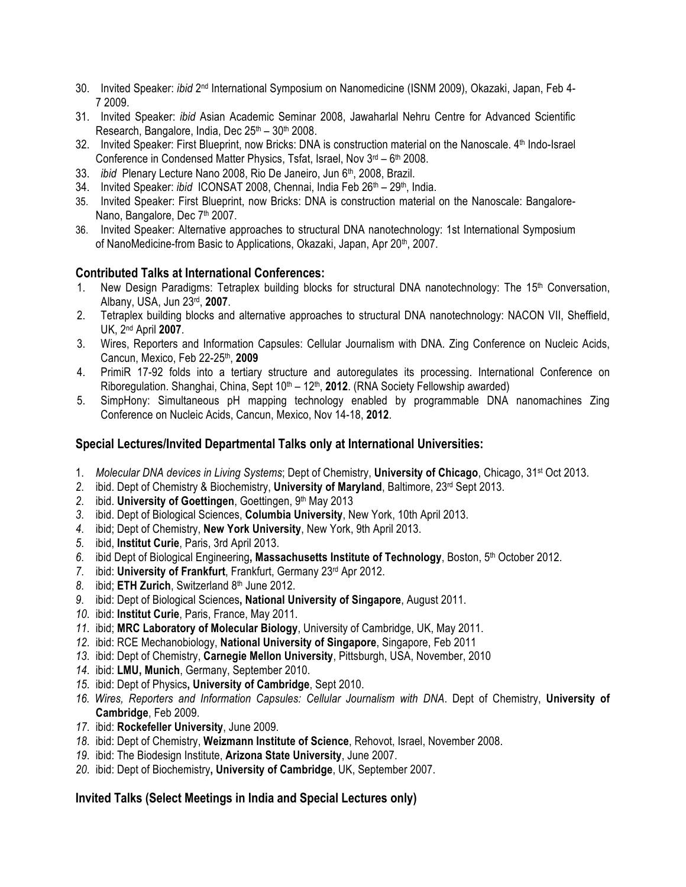30. Invited Speaker: *ibid* 2nd International Symposium on Nanomedicine (ISNM 2009), Okazaki, Japan, Feb 4-7 2009.
31. Invited Speaker: *ibid* Asian Academic Seminar 2008, Jawaharlal Nehru Centre for Advanced Scientific Research, Bangalore, India, Dec 25th – 30th 2008.
32. Invited Speaker: First Blueprint, now Bricks: DNA is construction material on the Nanoscale. 4th Indo-Israel Conference in Condensed Matter Physics, Tsfat, Israel, Nov 3rd – 6th 2008.
33. *ibid* Plenary Lecture Nano 2008, Rio De Janeiro, Jun 6th, 2008, Brazil.
34. Invited Speaker: *ibid* ICONSAT 2008, Chennai, India Feb 26th – 29th, India.
35. Invited Speaker: First Blueprint, now Bricks: DNA is construction material on the Nanoscale: Bangalore-Nano, Bangalore, Dec 7th 2007.
36. Invited Speaker: Alternative approaches to structural DNA nanotechnology: 1st International Symposium of NanoMedicine-from Basic to Applications, Okazaki, Japan, Apr 20th, 2007.

### Contributed Talks at International Conferences:

1. New Design Paradigms: Tetraplex building blocks for structural DNA nanotechnology: The 15th Conversation, Albany, USA, Jun 23rd, **2007**.
2. Tetraplex building blocks and alternative approaches to structural DNA nanotechnology: NACON VII, Sheffield, UK, 2nd April **2007**.
3. Wires, Reporters and Information Capsules: Cellular Journalism with DNA. Zing Conference on Nucleic Acids, Cancun, Mexico, Feb 22-25th, **2009**
4. PrimiR 17-92 folds into a tertiary structure and autoregulates its processing. International Conference on Riboregulation. Shanghai, China, Sept 10th – 12th, **2012**. (RNA Society Fellowship awarded)
5. SimpHony: Simultaneous pH mapping technology enabled by programmable DNA nanomachines Zing Conference on Nucleic Acids, Cancun, Mexico, Nov 14-18, **2012**.

### Special Lectures/Invited Departmental Talks only at International Universities:

1. *Molecular DNA devices in Living Systems*; Dept of Chemistry, **University of Chicago**, Chicago, 31st Oct 2013.
2. ibid. Dept of Chemistry & Biochemistry, **University of Maryland**, Baltimore, 23rd Sept 2013.
2. ibid. **University of Goettingen**, Goettingen, 9th May 2013
3. ibid. Dept of Biological Sciences, **Columbia University**, New York, 10th April 2013.
4. ibid; Dept of Chemistry, **New York University**, New York, 9th April 2013.
5. ibid, **Institut Curie**, Paris, 3rd April 2013.
6. ibid Dept of Biological Engineering**, Massachusetts Institute of Technology**, Boston, 5th October 2012.
7. ibid: **University of Frankfurt**, Frankfurt, Germany 23rd Apr 2012.
8. ibid; **ETH Zurich**, Switzerland 8th June 2012.
9. ibid: Dept of Biological Sciences**, National University of Singapore**, August 2011.
10. ibid: **Institut Curie**, Paris, France, May 2011.
11. ibid; **MRC Laboratory of Molecular Biology**, University of Cambridge, UK, May 2011.
12. ibid: RCE Mechanobiology, **National University of Singapore**, Singapore, Feb 2011
13. ibid: Dept of Chemistry, **Carnegie Mellon University**, Pittsburgh, USA, November, 2010
14. ibid: **LMU, Munich**, Germany, September 2010.
15. ibid: Dept of Physics**, University of Cambridge**, Sept 2010.
16. *Wires, Reporters and Information Capsules: Cellular Journalism with DNA*. Dept of Chemistry, **University of Cambridge**, Feb 2009.
17. ibid: **Rockefeller University**, June 2009.
18. ibid: Dept of Chemistry, **Weizmann Institute of Science**, Rehovot, Israel, November 2008.
19. ibid: The Biodesign Institute, **Arizona State University**, June 2007.
20. ibid: Dept of Biochemistry**, University of Cambridge**, UK, September 2007.

### Invited Talks (Select Meetings in India and Special Lectures only)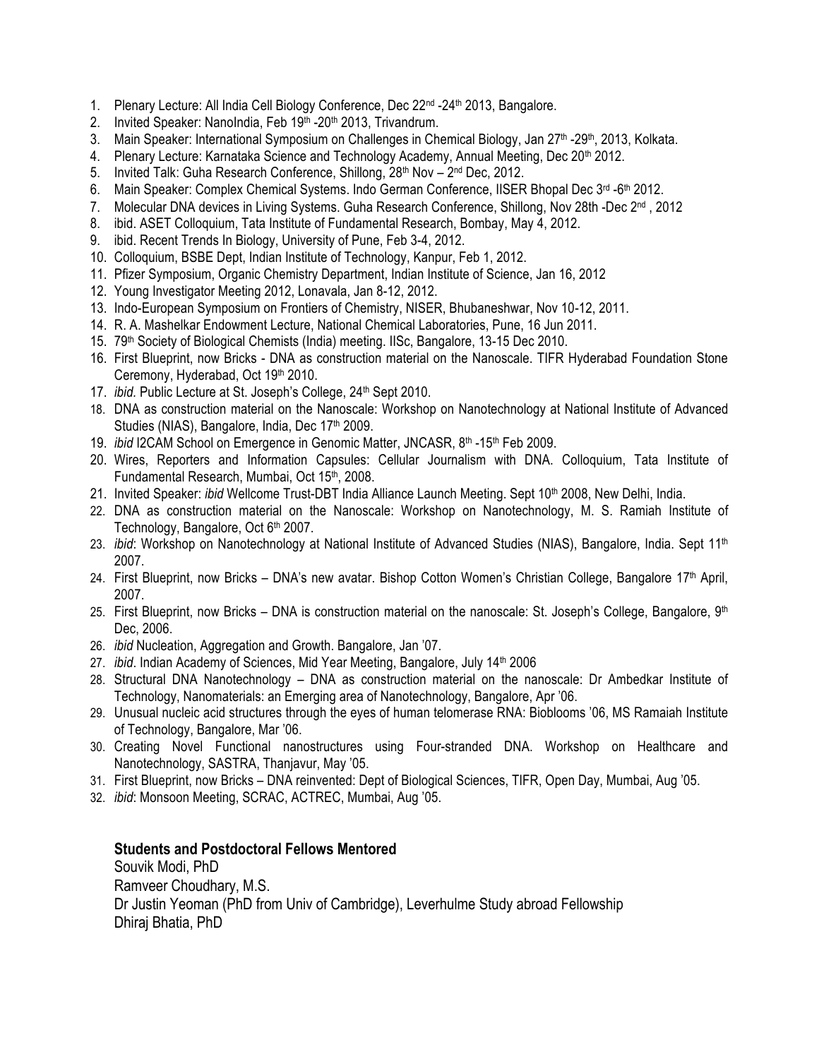1. Plenary Lecture: All India Cell Biology Conference, Dec 22nd -24th 2013, Bangalore.
2. Invited Speaker: NanoIndia, Feb 19th -20th 2013, Trivandrum.
3. Main Speaker: International Symposium on Challenges in Chemical Biology, Jan 27th -29th, 2013, Kolkata.
4. Plenary Lecture: Karnataka Science and Technology Academy, Annual Meeting, Dec 20th 2012.
5. Invited Talk: Guha Research Conference, Shillong, 28th Nov – 2nd Dec, 2012.
6. Main Speaker: Complex Chemical Systems. Indo German Conference, IISER Bhopal Dec 3rd -6th 2012.
7. Molecular DNA devices in Living Systems. Guha Research Conference, Shillong, Nov 28th -Dec 2nd , 2012
8. ibid. ASET Colloquium, Tata Institute of Fundamental Research, Bombay, May 4, 2012.
9. ibid. Recent Trends In Biology, University of Pune, Feb 3-4, 2012.
10. Colloquium, BSBE Dept, Indian Institute of Technology, Kanpur, Feb 1, 2012.
11. Pfizer Symposium, Organic Chemistry Department, Indian Institute of Science, Jan 16, 2012
12. Young Investigator Meeting 2012, Lonavala, Jan 8-12, 2012.
13. Indo-European Symposium on Frontiers of Chemistry, NISER, Bhubaneshwar, Nov 10-12, 2011.
14. R. A. Mashelkar Endowment Lecture, National Chemical Laboratories, Pune, 16 Jun 2011.
15. 79th Society of Biological Chemists (India) meeting. IISc, Bangalore, 13-15 Dec 2010.
16. First Blueprint, now Bricks - DNA as construction material on the Nanoscale. TIFR Hyderabad Foundation Stone Ceremony, Hyderabad, Oct 19th 2010.
17. *ibid.* Public Lecture at St. Joseph's College, 24th Sept 2010.
18. DNA as construction material on the Nanoscale: Workshop on Nanotechnology at National Institute of Advanced Studies (NIAS), Bangalore, India, Dec 17th 2009.
19. *ibid* I2CAM School on Emergence in Genomic Matter, JNCASR, 8th -15th Feb 2009.
20. Wires, Reporters and Information Capsules: Cellular Journalism with DNA. Colloquium, Tata Institute of Fundamental Research, Mumbai, Oct 15th, 2008.
21. Invited Speaker: *ibid* Wellcome Trust-DBT India Alliance Launch Meeting. Sept 10th 2008, New Delhi, India.
22. DNA as construction material on the Nanoscale: Workshop on Nanotechnology, M. S. Ramiah Institute of Technology, Bangalore, Oct 6th 2007.
23. *ibid*: Workshop on Nanotechnology at National Institute of Advanced Studies (NIAS), Bangalore, India. Sept 11th 2007.
24. First Blueprint, now Bricks – DNA's new avatar. Bishop Cotton Women's Christian College, Bangalore 17th April, 2007.
25. First Blueprint, now Bricks – DNA is construction material on the nanoscale: St. Joseph's College, Bangalore, 9th Dec, 2006.
26. *ibid* Nucleation, Aggregation and Growth. Bangalore, Jan '07.
27. *ibid*. Indian Academy of Sciences, Mid Year Meeting, Bangalore, July 14th 2006
28. Structural DNA Nanotechnology – DNA as construction material on the nanoscale: Dr Ambedkar Institute of Technology, Nanomaterials: an Emerging area of Nanotechnology, Bangalore, Apr '06.
29. Unusual nucleic acid structures through the eyes of human telomerase RNA: Bioblooms '06, MS Ramaiah Institute of Technology, Bangalore, Mar '06.
30. Creating Novel Functional nanostructures using Four-stranded DNA. Workshop on Healthcare and Nanotechnology, SASTRA, Thanjavur, May '05.
31. First Blueprint, now Bricks – DNA reinvented: Dept of Biological Sciences, TIFR, Open Day, Mumbai, Aug '05.
32. *ibid*: Monsoon Meeting, SCRAC, ACTREC, Mumbai, Aug '05.

**Students and Postdoctoral Fellows Mentored**

Souvik Modi, PhD
Ramveer Choudhary, M.S.
Dr Justin Yeoman (PhD from Univ of Cambridge), Leverhulme Study abroad Fellowship
Dhiraj Bhatia, PhD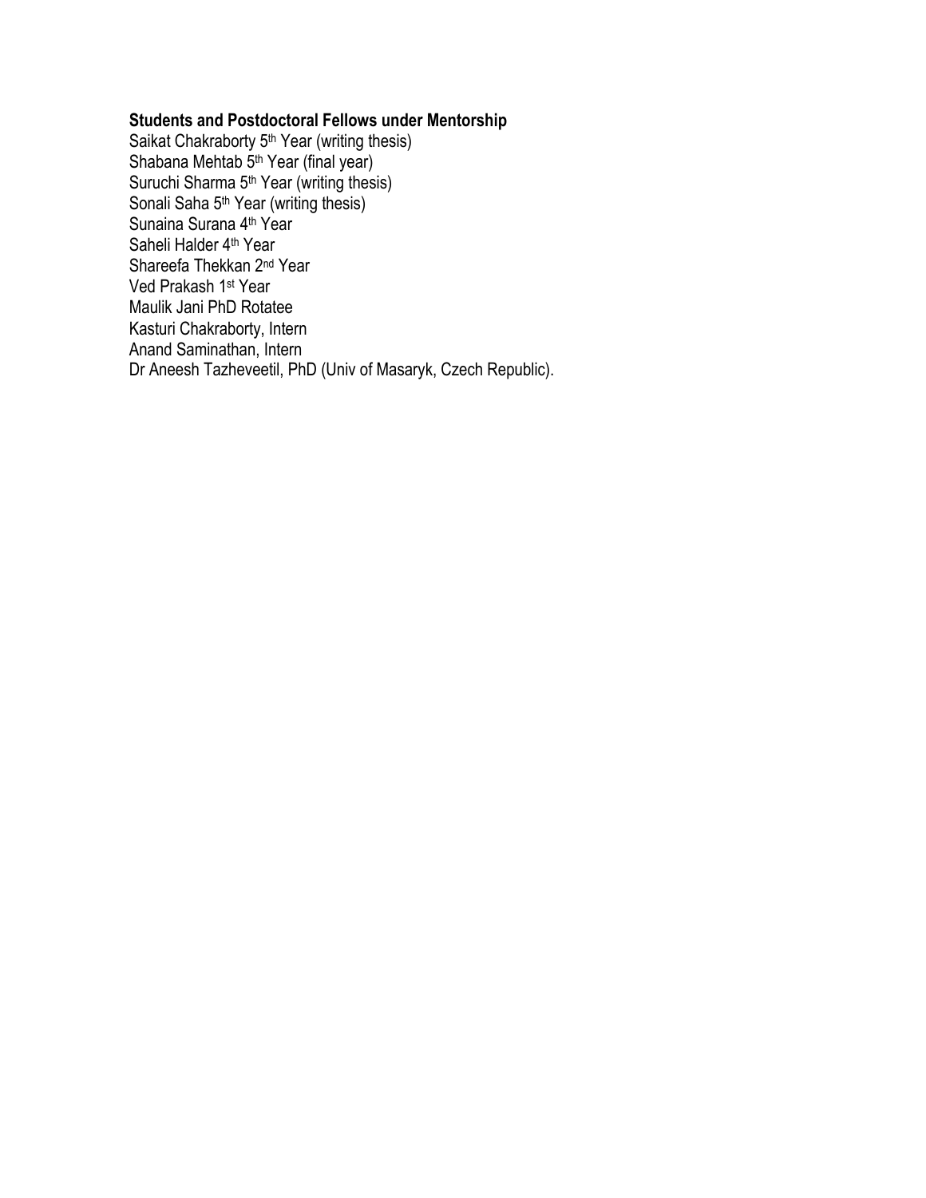**Students and Postdoctoral Fellows under Mentorship**

Saikat Chakraborty 5th Year (writing thesis)
Shabana Mehtab 5th Year (final year)
Suruchi Sharma 5th Year (writing thesis)
Sonali Saha 5th Year (writing thesis)
Sunaina Surana 4th Year
Saheli Halder 4th Year
Shareefa Thekkan 2nd Year
Ved Prakash 1st Year
Maulik Jani PhD Rotatee
Kasturi Chakraborty, Intern
Anand Saminathan, Intern
Dr Aneesh Tazheveetil, PhD (Univ of Masaryk, Czech Republic).